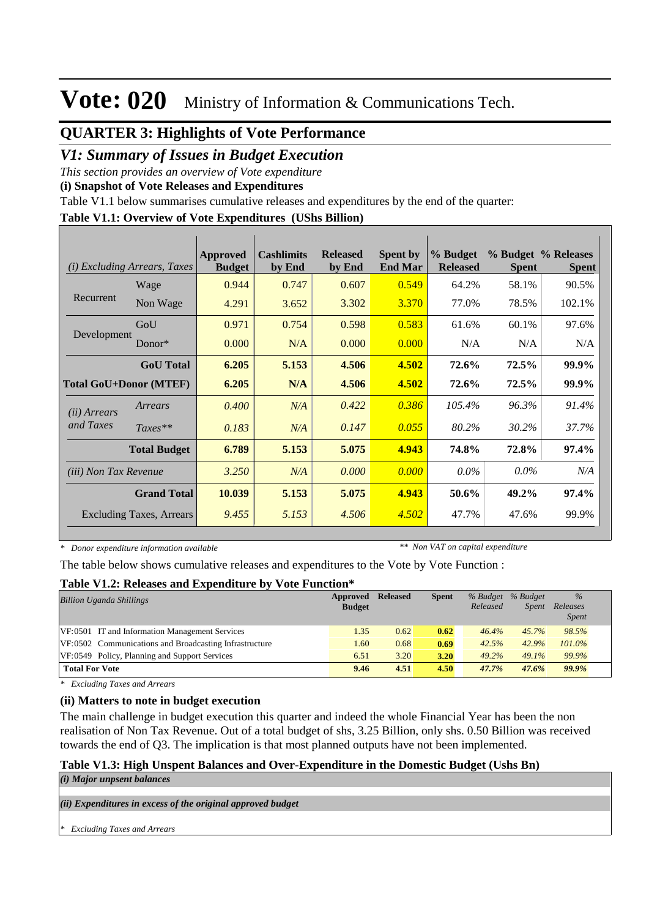# Vote: 020 Ministry of Information & Communications Tech.

## QUARTER 3: Highlights of Vote Performance

### *V1: Summary of Issues in Budget Execution*

*This section provides an overview of Vote expenditure*

**(i) Snapshot of Vote Releases and Expenditures**

Table V1.1 below summarises cumulative releases and expenditures by the end of the quarter:

**Table V1.1: Overview of Vote Expenditures (UShs Billion)**

| *(i) Excluding Arrears, Taxes* | | Approved Budget | Cashlimits by End | Released by End | Spent by End Mar | % Budget Released | % Budget Spent | % Releases Spent |
|---|---|---|---|---|---|---|---|---|
| Recurrent | Wage | 0.944 | 0.747 | 0.607 | 0.549 | 64.2% | 58.1% | 90.5% |
| | Non Wage | 4.291 | 3.652 | 3.302 | 3.370 | 77.0% | 78.5% | 102.1% |
| Development | GoU | 0.971 | 0.754 | 0.598 | 0.583 | 61.6% | 60.1% | 97.6% |
| | Donor* | 0.000 | N/A | 0.000 | 0.000 | N/A | N/A | N/A |
| | **GoU Total** | **6.205** | **5.153** | **4.506** | **4.502** | **72.6%** | **72.5%** | **99.9%** |
| **Total GoU+Donor (MTEF)** | | **6.205** | **N/A** | **4.506** | **4.502** | **72.6%** | **72.5%** | **99.9%** |
| *(ii) Arrears and Taxes* | *Arrears* | *0.400* | *N/A* | *0.422* | *0.386* | *105.4%* | *96.3%* | *91.4%* |
| | *Taxes*** | *0.183* | *N/A* | *0.147* | *0.055* | *80.2%* | *30.2%* | *37.7%* |
| | **Total Budget** | **6.789** | **5.153** | **5.075** | **4.943** | **74.8%** | **72.8%** | **97.4%** |
| *(iii) Non Tax Revenue* | | *3.250* | *N/A* | *0.000* | *0.000* | *0.0%* | *0.0%* | *N/A* |
| | **Grand Total** | **10.039** | **5.153** | **5.075** | **4.943** | **50.6%** | **49.2%** | **97.4%** |
| | Excluding Taxes, Arrears | *9.455* | *5.153* | *4.506* | *4.502* | 47.7% | 47.6% | 99.9% |

*\* Donor expenditure information available* *\*\* Non VAT on capital expenditure*

The table below shows cumulative releases and expenditures to the Vote by Vote Function :

**Table V1.2: Releases and Expenditure by Vote Function***

| *Billion Uganda Shillings* | Approved Budget | Released | Spent | % Budget Released | % Budget Spent | % Releases Spent |
|---|---|---|---|---|---|---|
| VF:0501 IT and Information Management Services | 1.35 | 0.62 | **0.62** | *46.4%* | *45.7%* | *98.5%* |
| VF:0502 Communications and Broadcasting Infrastructure | 1.60 | 0.68 | **0.69** | *42.5%* | *42.9%* | *101.0%* |
| VF:0549 Policy, Planning and Support Services | 6.51 | 3.20 | **3.20** | *49.2%* | *49.1%* | *99.9%* |
| **Total For Vote** | **9.46** | **4.51** | **4.50** | ***47.7%*** | ***47.6%*** | ***99.9%*** |

*\* Excluding Taxes and Arrears*

**(ii) Matters to note in budget execution**

The main challenge in budget execution this quarter and indeed the whole Financial Year has been the non realisation of Non Tax Revenue. Out of a total budget of shs, 3.25 Billion, only shs. 0.50 Billion was received towards the end of Q3. The implication is that most planned outputs have not been implemented.

**Table V1.3: High Unspent Balances and Over-Expenditure in the Domestic Budget (Ushs Bn)**

***(i) Major unspent balances***

***(ii) Expenditures in excess of the original approved budget***

*\* Excluding Taxes and Arrears*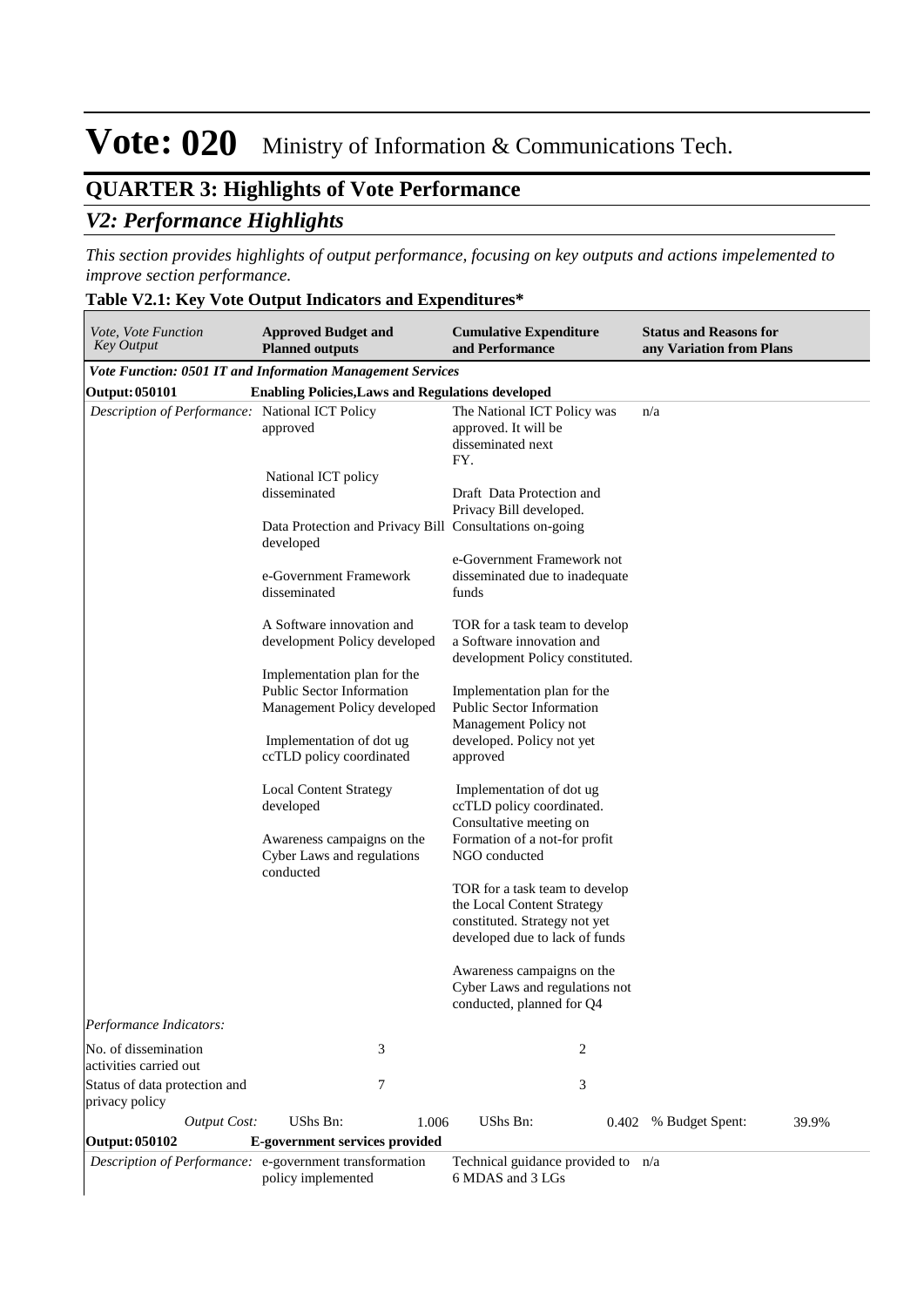# Vote: 020 Ministry of Information & Communications Tech.

## QUARTER 3: Highlights of Vote Performance

### *V2: Performance Highlights*

*This section provides highlights of output performance, focusing on key outputs and actions impelemented to improve section performance.*

**Table V2.1: Key Vote Output Indicators and Expenditures***

| *Vote, Vote Function Key Output* | **Approved Budget and Planned outputs** | | **Cumulative Expenditure and Performance** | | **Status and Reasons for any Variation from Plans** | |
|---|---|---|---|---|---|---|
| ***Vote Function: 0501 IT and Information Management Services*** | | | | | | |
| **Output: 050101** | **Enabling Policies,Laws and Regulations developed** | | | | | |
| *Description of Performance:* | National ICT Policy approved<br><br>National ICT policy disseminated<br><br>Data Protection and Privacy Bill developed<br><br>e-Government Framework disseminated<br><br>A Software innovation and development Policy developed<br><br>Implementation plan for the Public Sector Information Management Policy developed<br><br>Implementation of dot ug ccTLD policy coordinated<br><br>Local Content Strategy developed<br><br>Awareness campaigns on the Cyber Laws and regulations conducted | | The National ICT Policy was approved. It will be disseminated next FY.<br><br>Draft Data Protection and Privacy Bill developed. Consultations on-going<br><br>e-Government Framework not disseminated due to inadequate funds<br><br>TOR for a task team to develop a Software innovation and development Policy constituted.<br><br>Implementation plan for the Public Sector Information Management Policy not developed. Policy not yet approved<br><br>Implementation of dot ug ccTLD policy coordinated. Consultative meeting on Formation of a not-for profit NGO conducted<br><br>TOR for a task team to develop the Local Content Strategy constituted. Strategy not yet developed due to lack of funds<br><br>Awareness campaigns on the Cyber Laws and regulations not conducted, planned for Q4 | | n/a | |
| *Performance Indicators:* | | | | | | |
| No. of dissemination activities carried out | | 3 | | 2 | | |
| Status of data protection and privacy policy | | 7 | | 3 | | |
| *Output Cost:* | UShs Bn: | 1.006 | UShs Bn: | 0.402 | % Budget Spent: | 39.9% |
| **Output: 050102** | **E-government services provided** | | | | | |
| *Description of Performance:* | e-government transformation policy implemented | | Technical guidance provided to 6 MDAS and 3 LGs | | n/a | |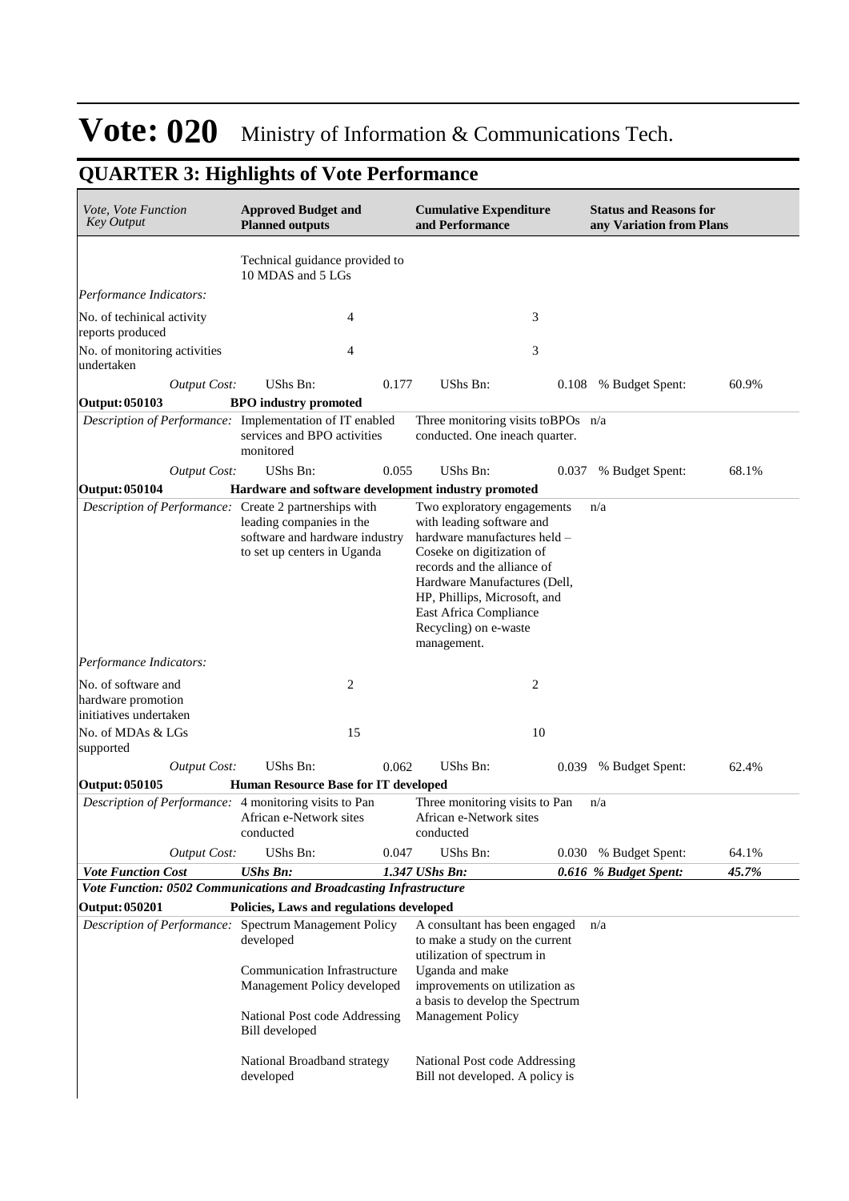# Vote: 020 Ministry of Information & Communications Tech.

## QUARTER 3: Highlights of Vote Performance

| *Vote, Vote Function Key Output* | **Approved Budget and Planned outputs** | | **Cumulative Expenditure and Performance** | | **Status and Reasons for any Variation from Plans** | |
|---|---|---|---|---|---|---|
| | Technical guidance provided to 10 MDAS and 5 LGs | | | | | |
| *Performance Indicators:* | | | | | | |
| No. of techinical activity reports produced | 4 | | 3 | | | |
| No. of monitoring activities undertaken | 4 | | 3 | | | |
| *Output Cost:* | UShs Bn: | 0.177 | UShs Bn: | 0.108 | % Budget Spent: | 60.9% |
| **Output: 050103** | **BPO industry promoted** | | | | | |
| *Description of Performance:* | Implementation of IT enabled services and BPO activities monitored | | Three monitoring visits toBPOs conducted. One ineach quarter. | | n/a | |
| *Output Cost:* | UShs Bn: | 0.055 | UShs Bn: | 0.037 | % Budget Spent: | 68.1% |
| **Output: 050104** | **Hardware and software development industry promoted** | | | | | |
| *Description of Performance:* | Create 2 partnerships with leading companies in the software and hardware industry to set up centers in Uganda | | Two exploratory engagements with leading software and hardware manufactures held – Coseke on digitization of records and the alliance of Hardware Manufactures (Dell, HP, Phillips, Microsoft, and East Africa Compliance Recycling) on e-waste management. | | n/a | |
| *Performance Indicators:* | | | | | | |
| No. of software and hardware promotion initiatives undertaken | 2 | | 2 | | | |
| No. of MDAs & LGs supported | 15 | | 10 | | | |
| *Output Cost:* | UShs Bn: | 0.062 | UShs Bn: | 0.039 | % Budget Spent: | 62.4% |
| **Output: 050105** | **Human Resource Base for IT developed** | | | | | |
| *Description of Performance:* | 4 monitoring visits to Pan African e-Network sites conducted | | Three monitoring visits to Pan African e-Network sites conducted | | n/a | |
| *Output Cost:* | UShs Bn: | 0.047 | UShs Bn: | 0.030 | % Budget Spent: | 64.1% |
| ***Vote Function Cost*** | ***UShs Bn:*** | ***1.347*** | ***UShs Bn:*** | ***0.616*** | ***% Budget Spent:*** | ***45.7%*** |
| ***Vote Function: 0502 Communications and Broadcasting Infrastructure*** | | | | | | |
| **Output: 050201** | **Policies, Laws and regulations developed** | | | | | |
| *Description of Performance:* | Spectrum Management Policy developed<br><br>Communication Infrastructure Management Policy developed<br><br>National Post code Addressing Bill developed<br><br>National Broadband strategy developed | | A consultant has been engaged to make a study on the current utilization of spectrum in Uganda and make improvements on utilization as a basis to develop the Spectrum Management Policy<br><br>National Post code Addressing Bill not developed. A policy is | | n/a | |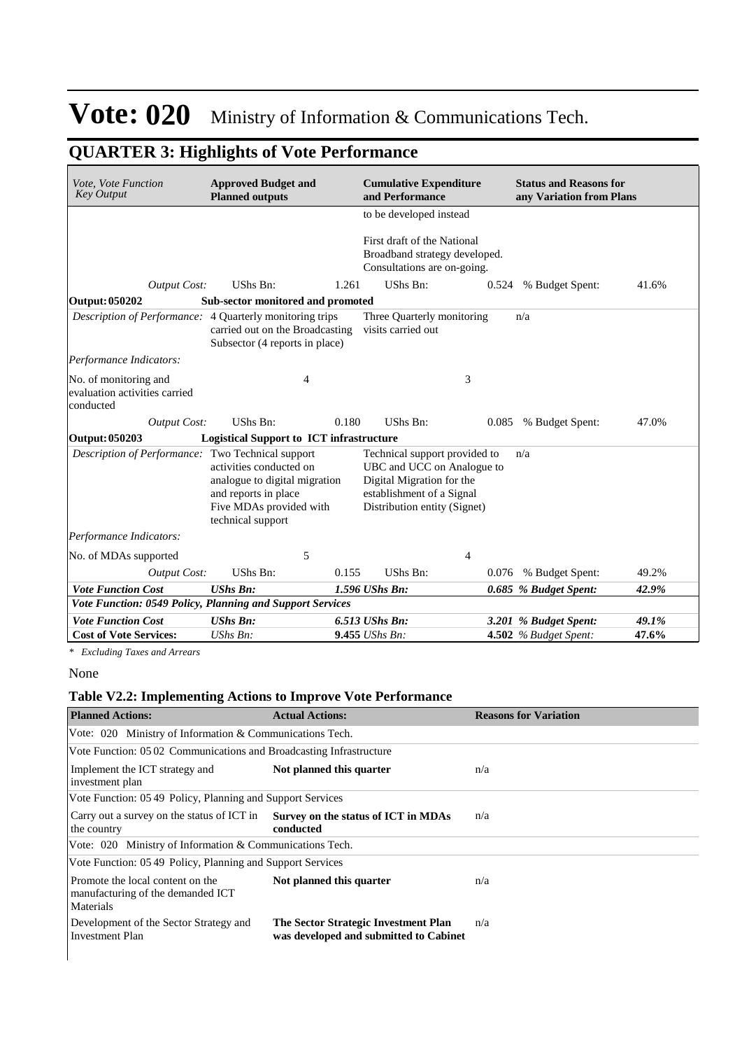# Vote: 020 Ministry of Information & Communications Tech.

## QUARTER 3: Highlights of Vote Performance

| *Vote, Vote Function Key Output* | **Approved Budget and Planned outputs** | | **Cumulative Expenditure and Performance** | | **Status and Reasons for any Variation from Plans** | |
|---|---|---|---|---|---|---|
| | | | to be developed instead<br><br>First draft of the National Broadband strategy developed. Consultations are on-going. | | | |
| *Output Cost:* | UShs Bn: | 1.261 | UShs Bn: | 0.524 | % Budget Spent: | 41.6% |
| **Output: 050202** | **Sub-sector monitored and promoted** | | | | | |
| *Description of Performance:* | 4 Quarterly monitoring trips carried out on the Broadcasting Subsector (4 reports in place) | | Three Quarterly monitoring visits carried out | | n/a | |
| *Performance Indicators:* | | | | | | |
| No. of monitoring and evaluation activities carried conducted | 4 | | 3 | | | |
| *Output Cost:* | UShs Bn: | 0.180 | UShs Bn: | 0.085 | % Budget Spent: | 47.0% |
| **Output: 050203** | **Logistical Support to ICT infrastructure** | | | | | |
| *Description of Performance:* | Two Technical support activities conducted on analogue to digital migration and reports in place<br>Five MDAs provided with technical support | | Technical support provided to UBC and UCC on Analogue to Digital Migration for the establishment of a Signal Distribution entity (Signet) | | n/a | |
| *Performance Indicators:* | | | | | | |
| No. of MDAs supported | 5 | | 4 | | | |
| *Output Cost:* | UShs Bn: | 0.155 | UShs Bn: | 0.076 | % Budget Spent: | 49.2% |
| ***Vote Function Cost*** | ***UShs Bn:*** | ***1.596*** | ***UShs Bn:*** | ***0.685*** | ***% Budget Spent:*** | ***42.9%*** |
| ***Vote Function: 0549 Policy, Planning and Support Services*** | | | | | | |
| ***Vote Function Cost*** | ***UShs Bn:*** | ***6.513*** | ***UShs Bn:*** | ***3.201*** | ***% Budget Spent:*** | ***49.1%*** |
| **Cost of Vote Services:** | *UShs Bn:* | **9.455** | *UShs Bn:* | **4.502** | *% Budget Spent:* | **47.6%** |

*\* Excluding Taxes and Arrears*

None

### Table V2.2: Implementing Actions to Improve Vote Performance

| **Planned Actions:** | **Actual Actions:** | **Reasons for Variation** |
|---|---|---|
| Vote: 020 Ministry of Information & Communications Tech. | | |
| Vote Function: 05 02 Communications and Broadcasting Infrastructure | | |
| Implement the ICT strategy and investment plan | **Not planned this quarter** | n/a |
| Vote Function: 05 49 Policy, Planning and Support Services | | |
| Carry out a survey on the status of ICT in the country | **Survey on the status of ICT in MDAs conducted** | n/a |
| Vote: 020 Ministry of Information & Communications Tech. | | |
| Vote Function: 05 49 Policy, Planning and Support Services | | |
| Promote the local content on the manufacturing of the demanded ICT Materials | **Not planned this quarter** | n/a |
| Development of the Sector Strategy and Investment Plan | **The Sector Strategic Investment Plan was developed and submitted to Cabinet** | n/a |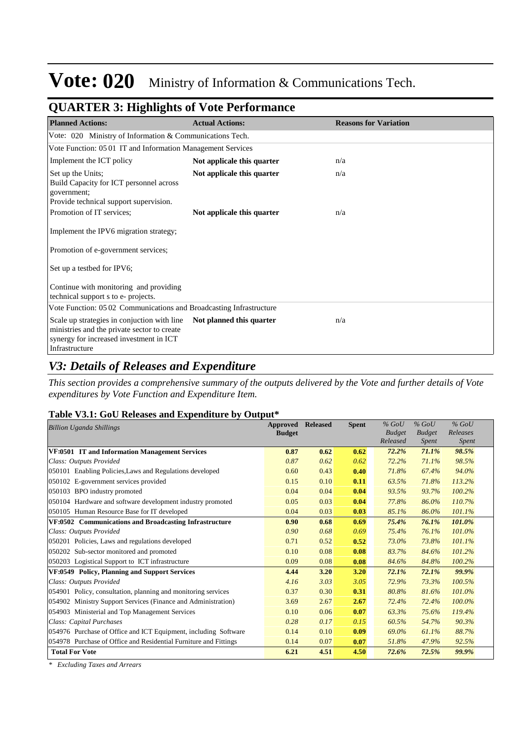# Vote: 020 Ministry of Information & Communications Tech.

## QUARTER 3: Highlights of Vote Performance

| Planned Actions: | Actual Actions: | Reasons for Variation |
|---|---|---|
| Vote: 020 Ministry of Information & Communications Tech. | | |
| Vote Function: 05 01 IT and Information Management Services | | |
| Implement the ICT policy | **Not applicale this quarter** | n/a |
| Set up the Units;<br>Build Capacity for ICT personnel across government;<br>Provide technical support supervision. | **Not applicale this quarter** | n/a |
| Promotion of IT services;<br><br>Implement the IPV6 migration strategy;<br><br>Promotion of e-government services;<br><br>Set up a testbed for IPV6;<br><br>Continue with monitoring and providing technical support s to e- projects. | **Not applicale this quarter** | n/a |
| Vote Function: 05 02 Communications and Broadcasting Infrastructure | | |
| Scale up strategies in conjuction with line ministries and the private sector to create synergy for increased investment in ICT Infrastructure | **Not planned this quarter** | n/a |

## *V3: Details of Releases and Expenditure*

*This section provides a comprehensive summary of the outputs delivered by the Vote and further details of Vote expenditures by Vote Function and Expenditure Item.*

### Table V3.1: GoU Releases and Expenditure by Output*

| *Billion Uganda Shillings* | Approved Budget | Released | Spent | *% GoU Budget Released* | *% GoU Budget Spent* | *% GoU Releases Spent* |
|---|---|---|---|---|---|---|
| **VF:0501 IT and Information Management Services** | **0.87** | **0.62** | **0.62** | ***72.2%*** | ***71.1%*** | ***98.5%*** |
| *Class: Outputs Provided* | *0.87* | *0.62* | *0.62* | *72.2%* | *71.1%* | *98.5%* |
| 050101 Enabling Policies,Laws and Regulations developed | 0.60 | 0.43 | **0.40** | *71.8%* | *67.4%* | *94.0%* |
| 050102 E-government services provided | 0.15 | 0.10 | **0.11** | *63.5%* | *71.8%* | *113.2%* |
| 050103 BPO industry promoted | 0.04 | 0.04 | **0.04** | *93.5%* | *93.7%* | *100.2%* |
| 050104 Hardware and software development industry promoted | 0.05 | 0.03 | **0.04** | *77.8%* | *86.0%* | *110.7%* |
| 050105 Human Resource Base for IT developed | 0.04 | 0.03 | **0.03** | *85.1%* | *86.0%* | *101.1%* |
| **VF:0502 Communications and Broadcasting Infrastructure** | **0.90** | **0.68** | **0.69** | ***75.4%*** | ***76.1%*** | ***101.0%*** |
| *Class: Outputs Provided* | *0.90* | *0.68* | *0.69* | *75.4%* | *76.1%* | *101.0%* |
| 050201 Policies, Laws and regulations developed | 0.71 | 0.52 | **0.52** | *73.0%* | *73.8%* | *101.1%* |
| 050202 Sub-sector monitored and promoted | 0.10 | 0.08 | **0.08** | *83.7%* | *84.6%* | *101.2%* |
| 050203 Logistical Support to ICT infrastructure | 0.09 | 0.08 | **0.08** | *84.6%* | *84.8%* | *100.2%* |
| **VF:0549 Policy, Planning and Support Services** | **4.44** | **3.20** | **3.20** | ***72.1%*** | ***72.1%*** | ***99.9%*** |
| *Class: Outputs Provided* | *4.16* | *3.03* | *3.05* | *72.9%* | *73.3%* | *100.5%* |
| 054901 Policy, consultation, planning and monitoring services | 0.37 | 0.30 | **0.31** | *80.8%* | *81.6%* | *101.0%* |
| 054902 Ministry Support Services (Finance and Administration) | 3.69 | 2.67 | **2.67** | *72.4%* | *72.4%* | *100.0%* |
| 054903 Ministerial and Top Management Services | 0.10 | 0.06 | **0.07** | *63.3%* | *75.6%* | *119.4%* |
| *Class: Capital Purchases* | *0.28* | *0.17* | *0.15* | *60.5%* | *54.7%* | *90.3%* |
| 054976 Purchase of Office and ICT Equipment, including Software | 0.14 | 0.10 | **0.09** | *69.0%* | *61.1%* | *88.7%* |
| 054978 Purchase of Office and Residential Furniture and Fittings | 0.14 | 0.07 | **0.07** | *51.8%* | *47.9%* | *92.5%* |
| **Total For Vote** | **6.21** | **4.51** | **4.50** | ***72.6%*** | ***72.5%*** | ***99.9%*** |

*\* Excluding Taxes and Arrears*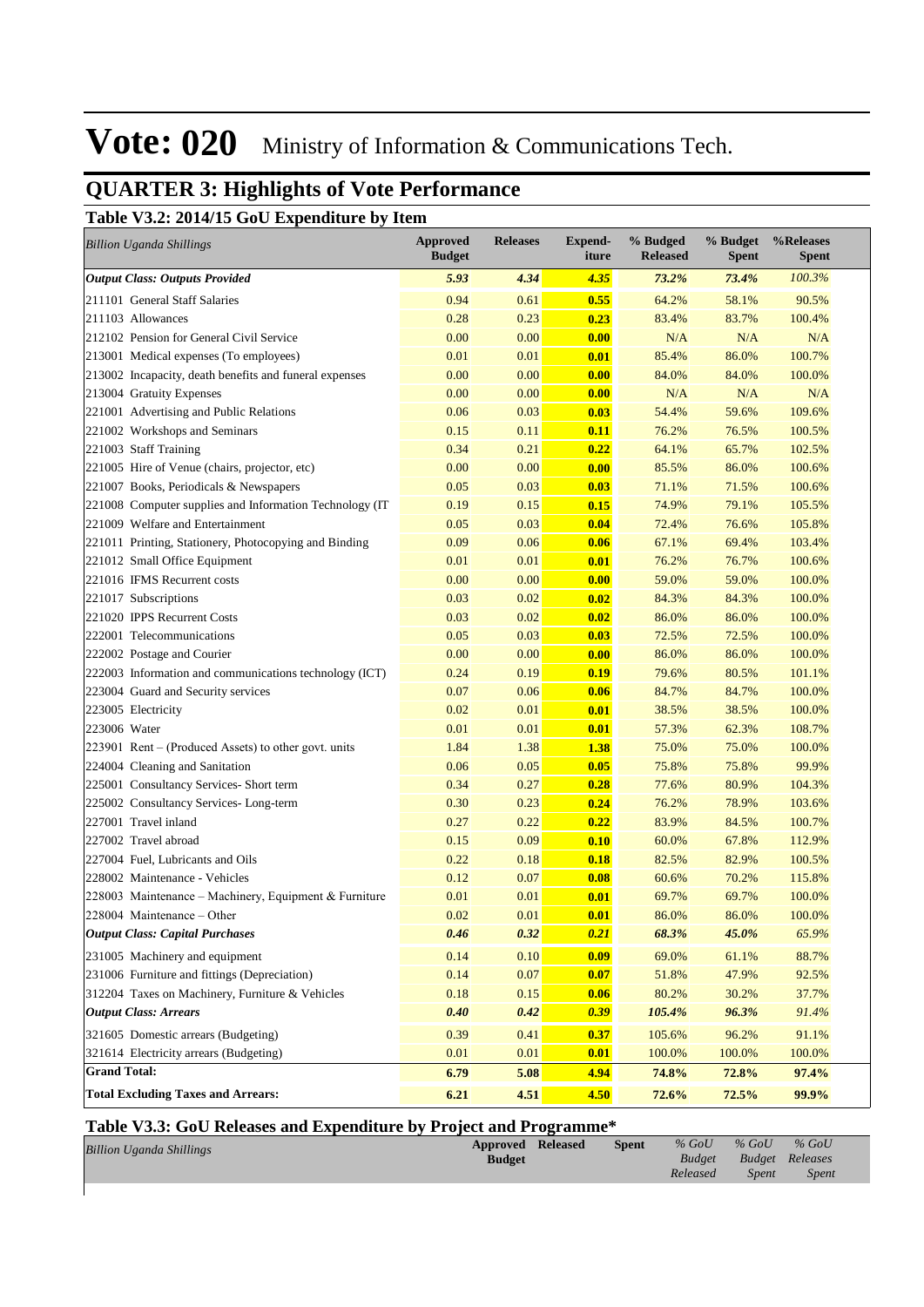# Vote: 020 Ministry of Information & Communications Tech.

## QUARTER 3: Highlights of Vote Performance

### Table V3.2: 2014/15 GoU Expenditure by Item

| *Billion Uganda Shillings* | Approved Budget | Releases | Expend-iture | % Budget Released | % Budget Spent | %Releases Spent |
|---|---|---|---|---|---|---|
| ***Output Class: Outputs Provided*** | ***5.93*** | ***4.34*** | ***4.35*** | ***73.2%*** | ***73.4%*** | *100.3%* |
| 211101 General Staff Salaries | 0.94 | 0.61 | **0.55** | 64.2% | 58.1% | 90.5% |
| 211103 Allowances | 0.28 | 0.23 | **0.23** | 83.4% | 83.7% | 100.4% |
| 212102 Pension for General Civil Service | 0.00 | 0.00 | **0.00** | N/A | N/A | N/A |
| 213001 Medical expenses (To employees) | 0.01 | 0.01 | **0.01** | 85.4% | 86.0% | 100.7% |
| 213002 Incapacity, death benefits and funeral expenses | 0.00 | 0.00 | **0.00** | 84.0% | 84.0% | 100.0% |
| 213004 Gratuity Expenses | 0.00 | 0.00 | **0.00** | N/A | N/A | N/A |
| 221001 Advertising and Public Relations | 0.06 | 0.03 | **0.03** | 54.4% | 59.6% | 109.6% |
| 221002 Workshops and Seminars | 0.15 | 0.11 | **0.11** | 76.2% | 76.5% | 100.5% |
| 221003 Staff Training | 0.34 | 0.21 | **0.22** | 64.1% | 65.7% | 102.5% |
| 221005 Hire of Venue (chairs, projector, etc) | 0.00 | 0.00 | **0.00** | 85.5% | 86.0% | 100.6% |
| 221007 Books, Periodicals & Newspapers | 0.05 | 0.03 | **0.03** | 71.1% | 71.5% | 100.6% |
| 221008 Computer supplies and Information Technology (IT | 0.19 | 0.15 | **0.15** | 74.9% | 79.1% | 105.5% |
| 221009 Welfare and Entertainment | 0.05 | 0.03 | **0.04** | 72.4% | 76.6% | 105.8% |
| 221011 Printing, Stationery, Photocopying and Binding | 0.09 | 0.06 | **0.06** | 67.1% | 69.4% | 103.4% |
| 221012 Small Office Equipment | 0.01 | 0.01 | **0.01** | 76.2% | 76.7% | 100.6% |
| 221016 IFMS Recurrent costs | 0.00 | 0.00 | **0.00** | 59.0% | 59.0% | 100.0% |
| 221017 Subscriptions | 0.03 | 0.02 | **0.02** | 84.3% | 84.3% | 100.0% |
| 221020 IPPS Recurrent Costs | 0.03 | 0.02 | **0.02** | 86.0% | 86.0% | 100.0% |
| 222001 Telecommunications | 0.05 | 0.03 | **0.03** | 72.5% | 72.5% | 100.0% |
| 222002 Postage and Courier | 0.00 | 0.00 | **0.00** | 86.0% | 86.0% | 100.0% |
| 222003 Information and communications technology (ICT) | 0.24 | 0.19 | **0.19** | 79.6% | 80.5% | 101.1% |
| 223004 Guard and Security services | 0.07 | 0.06 | **0.06** | 84.7% | 84.7% | 100.0% |
| 223005 Electricity | 0.02 | 0.01 | **0.01** | 38.5% | 38.5% | 100.0% |
| 223006 Water | 0.01 | 0.01 | **0.01** | 57.3% | 62.3% | 108.7% |
| 223901 Rent – (Produced Assets) to other govt. units | 1.84 | 1.38 | **1.38** | 75.0% | 75.0% | 100.0% |
| 224004 Cleaning and Sanitation | 0.06 | 0.05 | **0.05** | 75.8% | 75.8% | 99.9% |
| 225001 Consultancy Services- Short term | 0.34 | 0.27 | **0.28** | 77.6% | 80.9% | 104.3% |
| 225002 Consultancy Services- Long-term | 0.30 | 0.23 | **0.24** | 76.2% | 78.9% | 103.6% |
| 227001 Travel inland | 0.27 | 0.22 | **0.22** | 83.9% | 84.5% | 100.7% |
| 227002 Travel abroad | 0.15 | 0.09 | **0.10** | 60.0% | 67.8% | 112.9% |
| 227004 Fuel, Lubricants and Oils | 0.22 | 0.18 | **0.18** | 82.5% | 82.9% | 100.5% |
| 228002 Maintenance - Vehicles | 0.12 | 0.07 | **0.08** | 60.6% | 70.2% | 115.8% |
| 228003 Maintenance – Machinery, Equipment & Furniture | 0.01 | 0.01 | **0.01** | 69.7% | 69.7% | 100.0% |
| 228004 Maintenance – Other | 0.02 | 0.01 | **0.01** | 86.0% | 86.0% | 100.0% |
| ***Output Class: Capital Purchases*** | ***0.46*** | ***0.32*** | ***0.21*** | ***68.3%*** | ***45.0%*** | *65.9%* |
| 231005 Machinery and equipment | 0.14 | 0.10 | **0.09** | 69.0% | 61.1% | 88.7% |
| 231006 Furniture and fittings (Depreciation) | 0.14 | 0.07 | **0.07** | 51.8% | 47.9% | 92.5% |
| 312204 Taxes on Machinery, Furniture & Vehicles | 0.18 | 0.15 | **0.06** | 80.2% | 30.2% | 37.7% |
| ***Output Class: Arrears*** | ***0.40*** | ***0.42*** | ***0.39*** | ***105.4%*** | ***96.3%*** | *91.4%* |
| 321605 Domestic arrears (Budgeting) | 0.39 | 0.41 | **0.37** | 105.6% | 96.2% | 91.1% |
| 321614 Electricity arrears (Budgeting) | 0.01 | 0.01 | **0.01** | 100.0% | 100.0% | 100.0% |
| **Grand Total:** | **6.79** | **5.08** | **4.94** | **74.8%** | **72.8%** | **97.4%** |
| **Total Excluding Taxes and Arrears:** | **6.21** | **4.51** | **4.50** | **72.6%** | **72.5%** | **99.9%** |

### Table V3.3: GoU Releases and Expenditure by Project and Programme*

| *Billion Uganda Shillings* | Approved Budget | Released | Spent | *% GoU Budget Released* | *% GoU Budget Spent* | *% GoU Releases Spent* |
|---|---|---|---|---|---|---|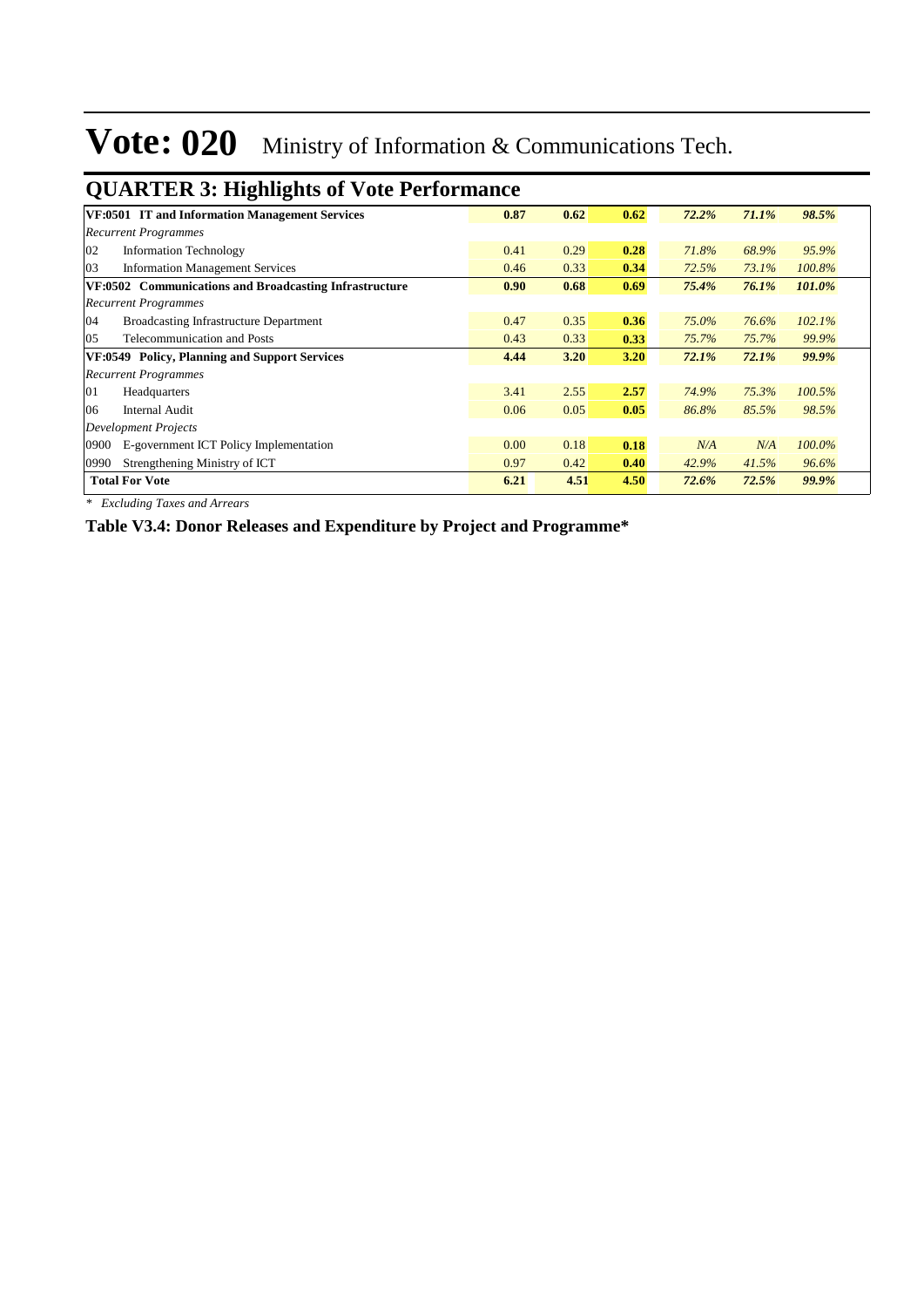# Vote: 020 Ministry of Information & Communications Tech.

## QUARTER 3: Highlights of Vote Performance

| | | | | | | | |
|---|---|---|---|---|---|---|---|
| **VF:0501 IT and Information Management Services** | | **0.87** | **0.62** | **0.62** | ***72.2%*** | ***71.1%*** | ***98.5%*** |
| *Recurrent Programmes* | | | | | | | |
| 02 | Information Technology | 0.41 | 0.29 | **0.28** | *71.8%* | *68.9%* | *95.9%* |
| 03 | Information Management Services | 0.46 | 0.33 | **0.34** | *72.5%* | *73.1%* | *100.8%* |
| **VF:0502 Communications and Broadcasting Infrastructure** | | **0.90** | **0.68** | **0.69** | ***75.4%*** | ***76.1%*** | ***101.0%*** |
| *Recurrent Programmes* | | | | | | | |
| 04 | Broadcasting Infrastructure Department | 0.47 | 0.35 | **0.36** | *75.0%* | *76.6%* | *102.1%* |
| 05 | Telecommunication and Posts | 0.43 | 0.33 | **0.33** | *75.7%* | *75.7%* | *99.9%* |
| **VF:0549 Policy, Planning and Support Services** | | **4.44** | **3.20** | **3.20** | ***72.1%*** | ***72.1%*** | ***99.9%*** |
| *Recurrent Programmes* | | | | | | | |
| 01 | Headquarters | 3.41 | 2.55 | **2.57** | *74.9%* | *75.3%* | *100.5%* |
| 06 | Internal Audit | 0.06 | 0.05 | **0.05** | *86.8%* | *85.5%* | *98.5%* |
| *Development Projects* | | | | | | | |
| 0900 | E-government ICT Policy Implementation | 0.00 | 0.18 | **0.18** | *N/A* | *N/A* | *100.0%* |
| 0990 | Strengthening Ministry of ICT | 0.97 | 0.42 | **0.40** | *42.9%* | *41.5%* | *96.6%* |
| **Total For Vote** | | **6.21** | **4.51** | **4.50** | ***72.6%*** | ***72.5%*** | ***99.9%*** |

*\* Excluding Taxes and Arrears*

**Table V3.4: Donor Releases and Expenditure by Project and Programme***